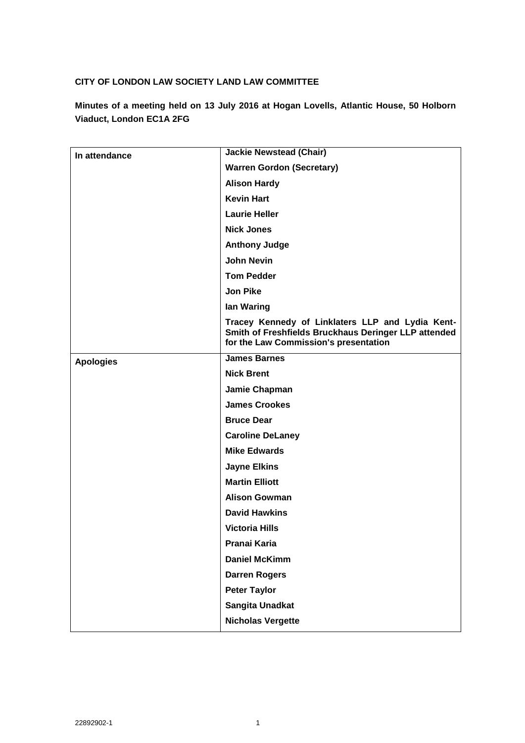**CITY OF LONDON LAW SOCIETY LAND LAW COMMITTEE**

**Minutes of a meeting held on 13 July 2016 at Hogan Lovells, Atlantic House, 50 Holborn Viaduct, London EC1A 2FG**

| | |
|---|---|
| **In attendance** | **Jackie Newstead (Chair)** |
| | **Warren Gordon (Secretary)** |
| | **Alison Hardy** |
| | **Kevin Hart** |
| | **Laurie Heller** |
| | **Nick Jones** |
| | **Anthony Judge** |
| | **John Nevin** |
| | **Tom Pedder** |
| | **Jon Pike** |
| | **Ian Waring** |
| | **Tracey Kennedy of Linklaters LLP and Lydia Kent-Smith of Freshfields Bruckhaus Deringer LLP attended for the Law Commission's presentation** |
| **Apologies** | **James Barnes** |
| | **Nick Brent** |
| | **Jamie Chapman** |
| | **James Crookes** |
| | **Bruce Dear** |
| | **Caroline DeLaney** |
| | **Mike Edwards** |
| | **Jayne Elkins** |
| | **Martin Elliott** |
| | **Alison Gowman** |
| | **David Hawkins** |
| | **Victoria Hills** |
| | **Pranai Karia** |
| | **Daniel McKimm** |
| | **Darren Rogers** |
| | **Peter Taylor** |
| | **Sangita Unadkat** |
| | **Nicholas Vergette** |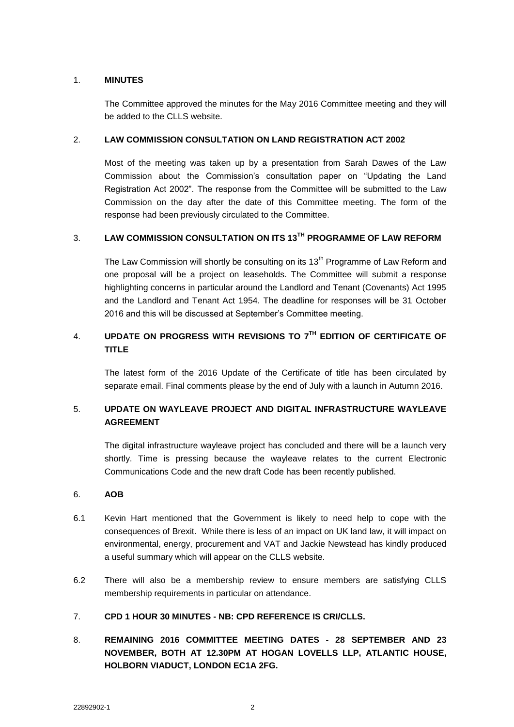1. **MINUTES**

   The Committee approved the minutes for the May 2016 Committee meeting and they will be added to the CLLS website.

2. **LAW COMMISSION CONSULTATION ON LAND REGISTRATION ACT 2002**

   Most of the meeting was taken up by a presentation from Sarah Dawes of the Law Commission about the Commission's consultation paper on "Updating the Land Registration Act 2002". The response from the Committee will be submitted to the Law Commission on the day after the date of this Committee meeting. The form of the response had been previously circulated to the Committee.

3. **LAW COMMISSION CONSULTATION ON ITS 13TH PROGRAMME OF LAW REFORM**

   The Law Commission will shortly be consulting on its 13th Programme of Law Reform and one proposal will be a project on leaseholds. The Committee will submit a response highlighting concerns in particular around the Landlord and Tenant (Covenants) Act 1995 and the Landlord and Tenant Act 1954. The deadline for responses will be 31 October 2016 and this will be discussed at September's Committee meeting.

4. **UPDATE ON PROGRESS WITH REVISIONS TO 7TH EDITION OF CERTIFICATE OF TITLE**

   The latest form of the 2016 Update of the Certificate of title has been circulated by separate email. Final comments please by the end of July with a launch in Autumn 2016.

5. **UPDATE ON WAYLEAVE PROJECT AND DIGITAL INFRASTRUCTURE WAYLEAVE AGREEMENT**

   The digital infrastructure wayleave project has concluded and there will be a launch very shortly. Time is pressing because the wayleave relates to the current Electronic Communications Code and the new draft Code has been recently published.

6. **AOB**

6.1 Kevin Hart mentioned that the Government is likely to need help to cope with the consequences of Brexit. While there is less of an impact on UK land law, it will impact on environmental, energy, procurement and VAT and Jackie Newstead has kindly produced a useful summary which will appear on the CLLS website.

6.2 There will also be a membership review to ensure members are satisfying CLLS membership requirements in particular on attendance.

7. **CPD 1 HOUR 30 MINUTES - NB: CPD REFERENCE IS CRI/CLLS.**

8. **REMAINING 2016 COMMITTEE MEETING DATES - 28 SEPTEMBER AND 23 NOVEMBER, BOTH AT 12.30PM AT HOGAN LOVELLS LLP, ATLANTIC HOUSE, HOLBORN VIADUCT, LONDON EC1A 2FG.**

22892902-1